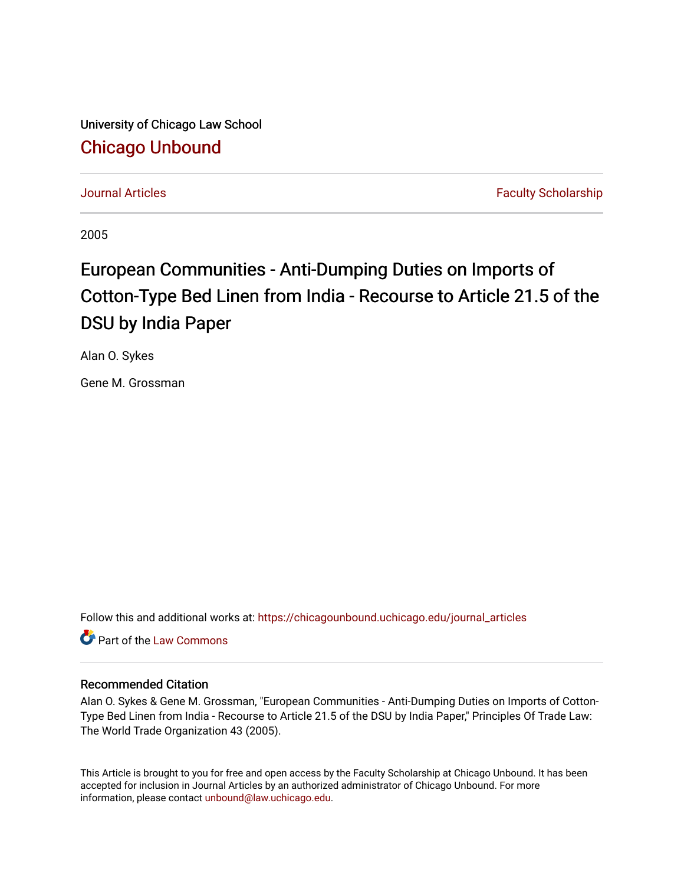University of Chicago Law School

[Chicago Unbound](https://chicagounbound.uchicago.edu/)

Journal Articles | Faculty Scholarship

2005

# European Communities - Anti-Dumping Duties on Imports of Cotton-Type Bed Linen from India - Recourse to Article 21.5 of the DSU by India Paper

Alan O. Sykes

Gene M. Grossman

Follow this and additional works at: https://chicagounbound.uchicago.edu/journal_articles

Part of the Law Commons

## Recommended Citation

Alan O. Sykes & Gene M. Grossman, "European Communities - Anti-Dumping Duties on Imports of Cotton-Type Bed Linen from India - Recourse to Article 21.5 of the DSU by India Paper," Principles Of Trade Law: The World Trade Organization 43 (2005).

This Article is brought to you for free and open access by the Faculty Scholarship at Chicago Unbound. It has been accepted for inclusion in Journal Articles by an authorized administrator of Chicago Unbound. For more information, please contact unbound@law.uchicago.edu.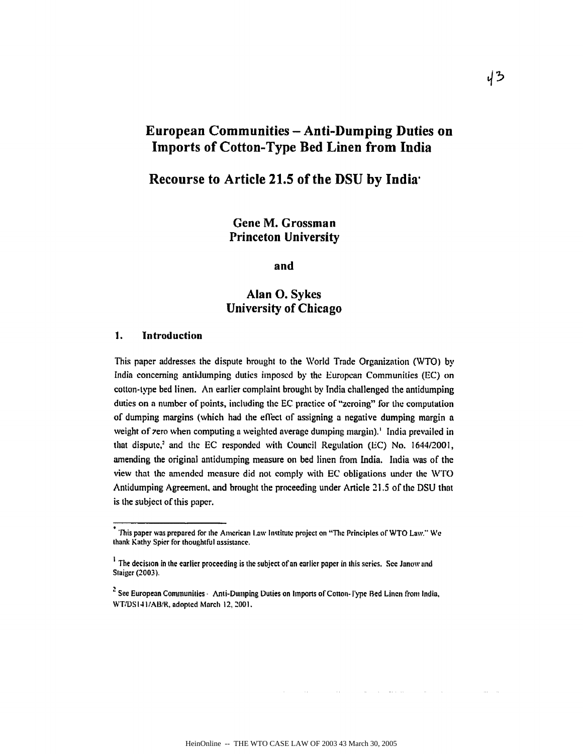# European Communities – Anti-Dumping Duties on Imports of Cotton-Type Bed Linen from India

## Recourse to Article 21.5 of the DSU by India*

**Gene M. Grossman**
**Princeton University**

**and**

**Alan O. Sykes**
**University of Chicago**

### 1. Introduction

This paper addresses the dispute brought to the World Trade Organization (WTO) by India concerning antidumping duties imposed by the European Communities (EC) on cotton-type bed linen. An earlier complaint brought by India challenged the antidumping duties on a number of points, including the EC practice of "zeroing" for the computation of dumping margins (which had the effect of assigning a negative dumping margin a weight of zero when computing a weighted average dumping margin).[1] India prevailed in that dispute,[2] and the EC responded with Council Regulation (EC) No. 1644/2001, amending the original antidumping measure on bed linen from India. India was of the view that the amended measure did not comply with EC obligations under the WTO Antidumping Agreement, and brought the proceeding under Article 21.5 of the DSU that is the subject of this paper.

---

* This paper was prepared for the American Law Institute project on "The Principles of WTO Law." We thank Kathy Spier for thoughtful assistance.

[1] The decision in the earlier proceeding is the subject of an earlier paper in this series. See Janow and Staiger (2003).

[2] See European Communities - Anti-Dumping Duties on Imports of Cotton-Type Bed Linen from India, WT/DS141/AB/R, adopted March 12, 2001.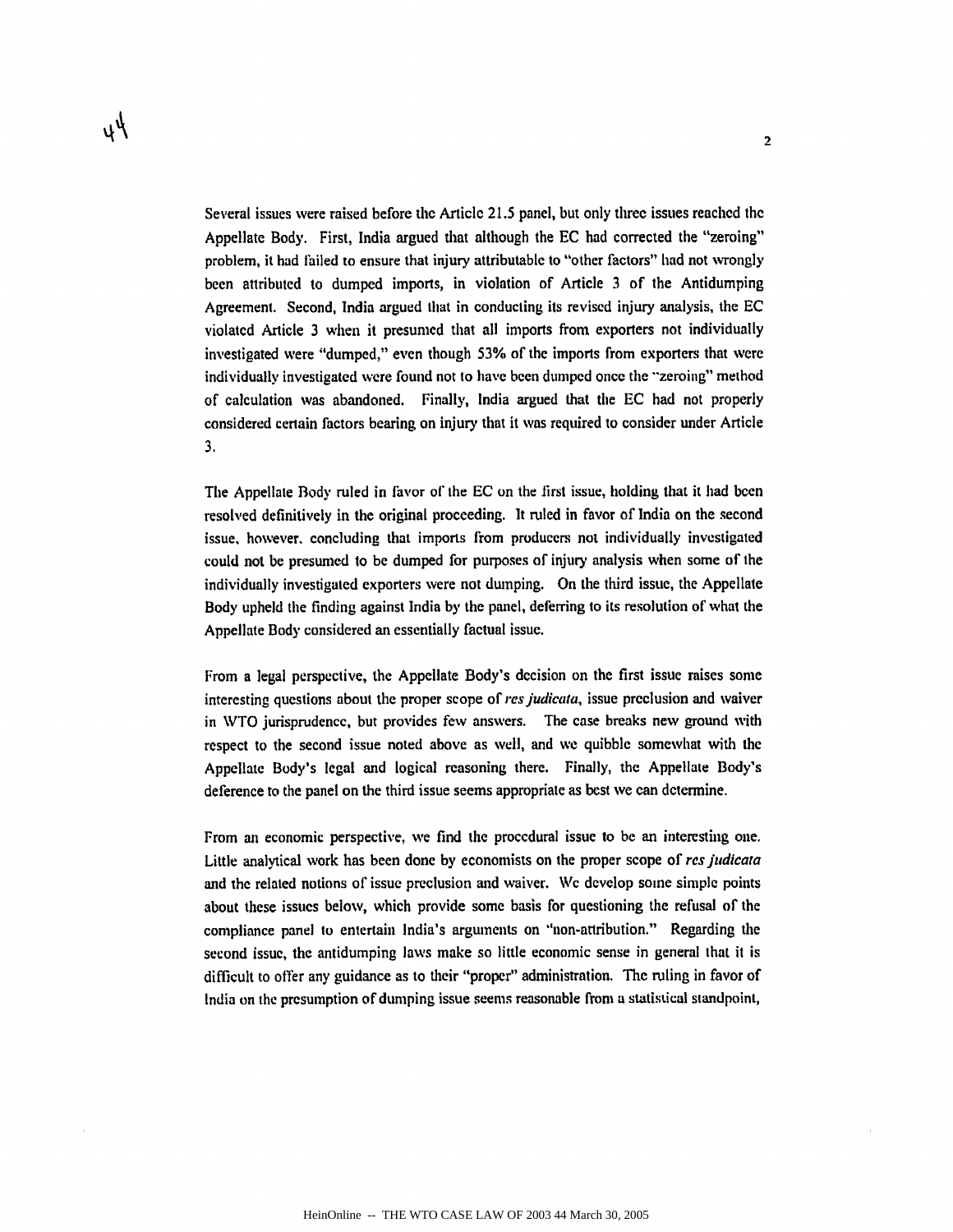Several issues were raised before the Article 21.5 panel, but only three issues reached the Appellate Body. First, India argued that although the EC had corrected the "zeroing" problem, it had failed to ensure that injury attributable to "other factors" had not wrongly been attributed to dumped imports, in violation of Article 3 of the Antidumping Agreement. Second, India argued that in conducting its revised injury analysis, the EC violated Article 3 when it presumed that all imports from exporters not individually investigated were "dumped," even though 53% of the imports from exporters that were individually investigated were found not to have been dumped once the "zeroing" method of calculation was abandoned. Finally, India argued that the EC had not properly considered certain factors bearing on injury that it was required to consider under Article 3.

The Appellate Body ruled in favor of the EC on the first issue, holding that it had been resolved definitively in the original proceeding. It ruled in favor of India on the second issue, however, concluding that imports from producers not individually investigated could not be presumed to be dumped for purposes of injury analysis when some of the individually investigated exporters were not dumping. On the third issue, the Appellate Body upheld the finding against India by the panel, deferring to its resolution of what the Appellate Body considered an essentially factual issue.

From a legal perspective, the Appellate Body's decision on the first issue raises some interesting questions about the proper scope of *res judicata*, issue preclusion and waiver in WTO jurisprudence, but provides few answers. The case breaks new ground with respect to the second issue noted above as well, and we quibble somewhat with the Appellate Body's legal and logical reasoning there. Finally, the Appellate Body's deference to the panel on the third issue seems appropriate as best we can determine.

From an economic perspective, we find the procedural issue to be an interesting one. Little analytical work has been done by economists on the proper scope of *res judicata* and the related notions of issue preclusion and waiver. We develop some simple points about these issues below, which provide some basis for questioning the refusal of the compliance panel to entertain India's arguments on "non-attribution." Regarding the second issue, the antidumping laws make so little economic sense in general that it is difficult to offer any guidance as to their "proper" administration. The ruling in favor of India on the presumption of dumping issue seems reasonable from a statistical standpoint,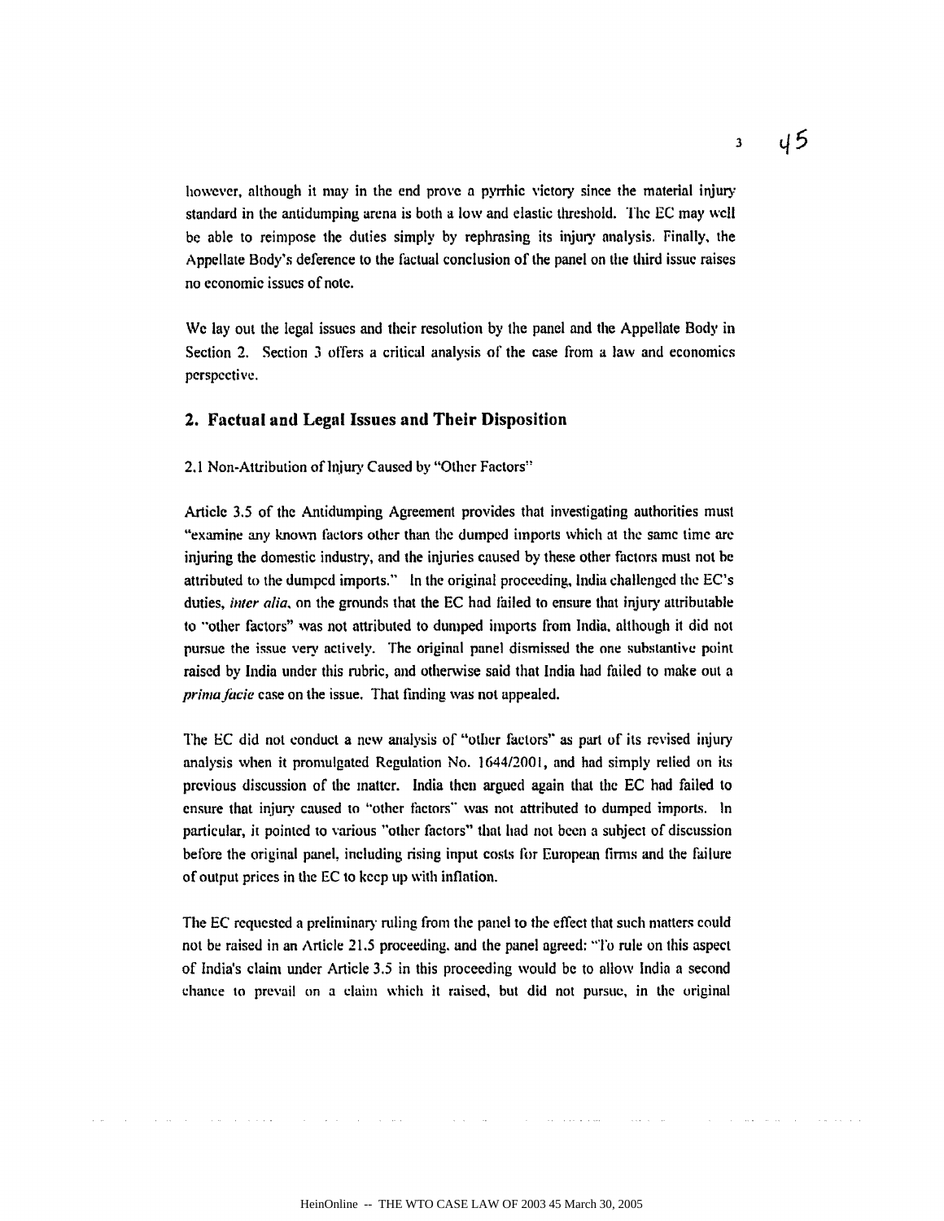however, although it may in the end prove a pyrrhic victory since the material injury standard in the antidumping arena is both a low and elastic threshold. The EC may well be able to reimpose the duties simply by rephrasing its injury analysis. Finally, the Appellate Body's deference to the factual conclusion of the panel on the third issue raises no economic issues of note.

We lay out the legal issues and their resolution by the panel and the Appellate Body in Section 2. Section 3 offers a critical analysis of the case from a law and economics perspective.

## 2. Factual and Legal Issues and Their Disposition

2.1 Non-Attribution of Injury Caused by "Other Factors"

Article 3.5 of the Antidumping Agreement provides that investigating authorities must "examine any known factors other than the dumped imports which at the same time are injuring the domestic industry, and the injuries caused by these other factors must not be attributed to the dumped imports." In the original proceeding, India challenged the EC's duties, *inter alia*, on the grounds that the EC had failed to ensure that injury attributable to "other factors" was not attributed to dumped imports from India, although it did not pursue the issue very actively. The original panel dismissed the one substantive point raised by India under this rubric, and otherwise said that India had failed to make out a *prima facie* case on the issue. That finding was not appealed.

The EC did not conduct a new analysis of "other factors" as part of its revised injury analysis when it promulgated Regulation No. 1644/2001, and had simply relied on its previous discussion of the matter. India then argued again that the EC had failed to ensure that injury caused to "other factors" was not attributed to dumped imports. In particular, it pointed to various "other factors" that had not been a subject of discussion before the original panel, including rising input costs for European firms and the failure of output prices in the EC to keep up with inflation.

The EC requested a preliminary ruling from the panel to the effect that such matters could not be raised in an Article 21.5 proceeding, and the panel agreed: "To rule on this aspect of India's claim under Article 3.5 in this proceeding would be to allow India a second chance to prevail on a claim which it raised, but did not pursue, in the original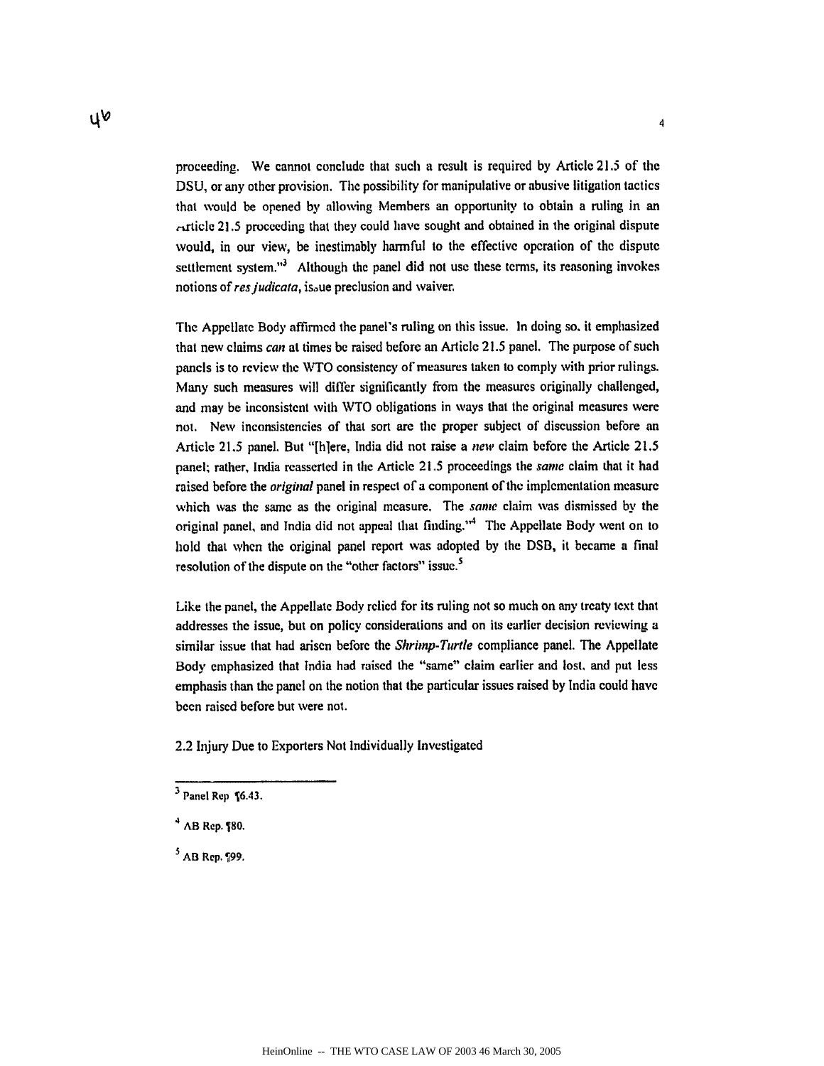proceeding. We cannot conclude that such a result is required by Article 21.5 of the DSU, or any other provision. The possibility for manipulative or abusive litigation tactics that would be opened by allowing Members an opportunity to obtain a ruling in an Article 21.5 proceeding that they could have sought and obtained in the original dispute would, in our view, be inestimably harmful to the effective operation of the dispute settlement system."[3] Although the panel did not use these terms, its reasoning invokes notions of *res judicata*, issue preclusion and waiver.

The Appellate Body affirmed the panel's ruling on this issue. In doing so, it emphasized that new claims *can* at times be raised before an Article 21.5 panel. The purpose of such panels is to review the WTO consistency of measures taken to comply with prior rulings. Many such measures will differ significantly from the measures originally challenged, and may be inconsistent with WTO obligations in ways that the original measures were not. New inconsistencies of that sort are the proper subject of discussion before an Article 21.5 panel. But "[h]ere, India did not raise a *new* claim before the Article 21.5 panel; rather, India reasserted in the Article 21.5 proceedings the *same* claim that it had raised before the *original* panel in respect of a component of the implementation measure which was the same as the original measure. The *same* claim was dismissed by the original panel, and India did not appeal that finding."[4] The Appellate Body went on to hold that when the original panel report was adopted by the DSB, it became a final resolution of the dispute on the "other factors" issue.[5]

Like the panel, the Appellate Body relied for its ruling not so much on any treaty text that addresses the issue, but on policy considerations and on its earlier decision reviewing a similar issue that had arisen before the *Shrimp-Turtle* compliance panel. The Appellate Body emphasized that India had raised the "same" claim earlier and lost, and put less emphasis than the panel on the notion that the particular issues raised by India could have been raised before but were not.

2.2 Injury Due to Exporters Not Individually Investigated

---

[3] Panel Rep ¶6.43.

[4] AB Rep. ¶80.

[5] AB Rep. ¶99.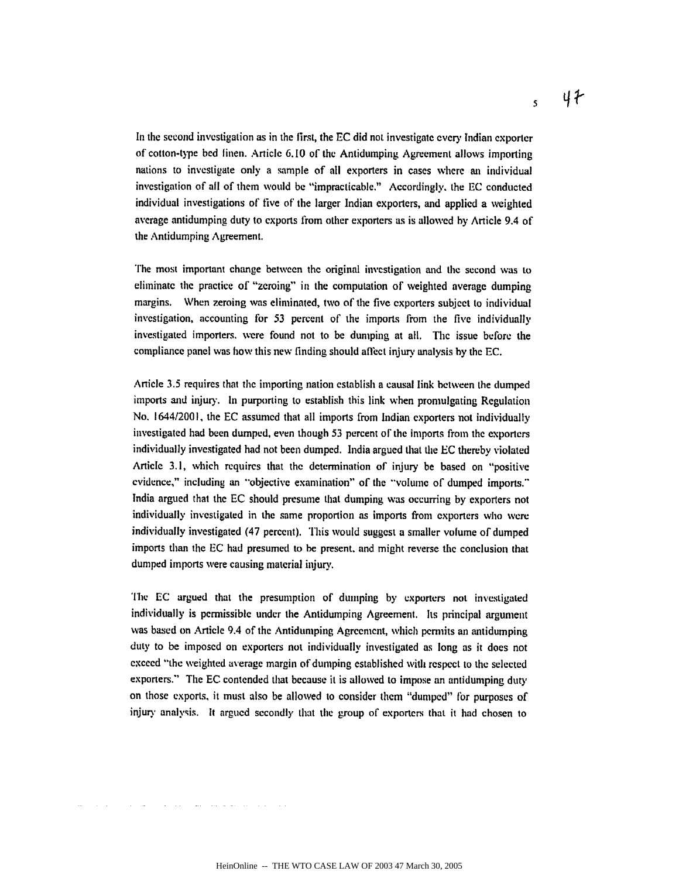In the second investigation as in the first, the EC did not investigate every Indian exporter of cotton-type bed linen. Article 6.10 of the Antidumping Agreement allows importing nations to investigate only a sample of all exporters in cases where an individual investigation of all of them would be "impracticable." Accordingly, the EC conducted individual investigations of five of the larger Indian exporters, and applied a weighted average antidumping duty to exports from other exporters as is allowed by Article 9.4 of the Antidumping Agreement.

The most important change between the original investigation and the second was to eliminate the practice of "zeroing" in the computation of weighted average dumping margins. When zeroing was eliminated, two of the five exporters subject to individual investigation, accounting for 53 percent of the imports from the five individually investigated importers, were found not to be dumping at all. The issue before the compliance panel was how this new finding should affect injury analysis by the EC.

Article 3.5 requires that the importing nation establish a causal link between the dumped imports and injury. In purporting to establish this link when promulgating Regulation No. 1644/2001, the EC assumed that all imports from Indian exporters not individually investigated had been dumped, even though 53 percent of the imports from the exporters individually investigated had not been dumped. India argued that the EC thereby violated Article 3.1, which requires that the determination of injury be based on "positive evidence," including an "objective examination" of the "volume of dumped imports." India argued that the EC should presume that dumping was occurring by exporters not individually investigated in the same proportion as imports from exporters who were individually investigated (47 percent). This would suggest a smaller volume of dumped imports than the EC had presumed to be present, and might reverse the conclusion that dumped imports were causing material injury.

The EC argued that the presumption of dumping by exporters not investigated individually is permissible under the Antidumping Agreement. Its principal argument was based on Article 9.4 of the Antidumping Agreement, which permits an antidumping duty to be imposed on exporters not individually investigated as long as it does not exceed "the weighted average margin of dumping established with respect to the selected exporters." The EC contended that because it is allowed to impose an antidumping duty on those exports, it must also be allowed to consider them "dumped" for purposes of injury analysis. It argued secondly that the group of exporters that it had chosen to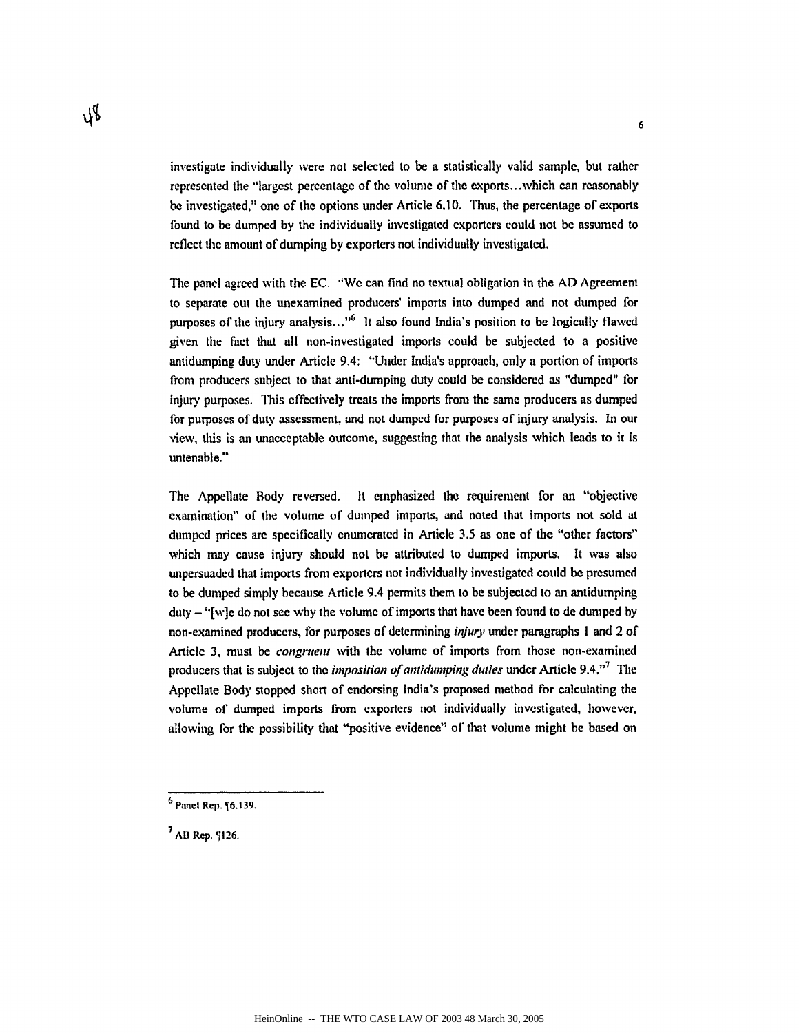investigate individually were not selected to be a statistically valid sample, but rather represented the "largest percentage of the volume of the exports…which can reasonably be investigated," one of the options under Article 6.10. Thus, the percentage of exports found to be dumped by the individually investigated exporters could not be assumed to reflect the amount of dumping by exporters not individually investigated.

The panel agreed with the EC. "We can find no textual obligation in the AD Agreement to separate out the unexamined producers' imports into dumped and not dumped for purposes of the injury analysis…"[6] It also found India's position to be logically flawed given the fact that all non-investigated imports could be subjected to a positive antidumping duty under Article 9.4: "Under India's approach, only a portion of imports from producers subject to that anti-dumping duty could be considered as "dumped" for injury purposes. This effectively treats the imports from the same producers as dumped for purposes of duty assessment, and not dumped for purposes of injury analysis. In our view, this is an unacceptable outcome, suggesting that the analysis which leads to it is untenable."

The Appellate Body reversed. It emphasized the requirement for an "objective examination" of the volume of dumped imports, and noted that imports not sold at dumped prices are specifically enumerated in Article 3.5 as one of the "other factors" which may cause injury should not be attributed to dumped imports. It was also unpersuaded that imports from exporters not individually investigated could be presumed to be dumped simply because Article 9.4 permits them to be subjected to an antidumping duty – "[w]e do not see why the volume of imports that have been found to de dumped by non-examined producers, for purposes of determining *injury* under paragraphs 1 and 2 of Article 3, must be *congruent* with the volume of imports from those non-examined producers that is subject to the *imposition of antidumping duties* under Article 9.4."[7] The Appellate Body stopped short of endorsing India's proposed method for calculating the volume of dumped imports from exporters not individually investigated, however, allowing for the possibility that "positive evidence" of that volume might be based on

---

[6] Panel Rep. ¶6.139.

[7] AB Rep. ¶126.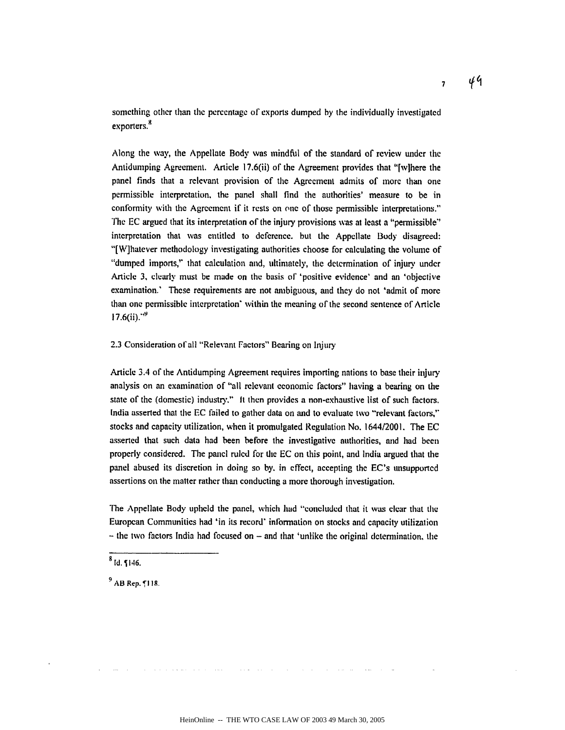something other than the percentage of exports dumped by the individually investigated exporters.[8]

Along the way, the Appellate Body was mindful of the standard of review under the Antidumping Agreement. Article 17.6(ii) of the Agreement provides that "[w]here the panel finds that a relevant provision of the Agreement admits of more than one permissible interpretation, the panel shall find the authorities' measure to be in conformity with the Agreement if it rests on one of those permissible interpretations." The EC argued that its interpretation of the injury provisions was at least a "permissible" interpretation that was entitled to deference, but the Appellate Body disagreed: "[W]hatever methodology investigating authorities choose for calculating the volume of "dumped imports," that calculation and, ultimately, the determination of injury under Article 3, clearly must be made on the basis of 'positive evidence' and an 'objective examination.' These requirements are not ambiguous, and they do not 'admit of more than one permissible interpretation' within the meaning of the second sentence of Article 17.6(ii)."[9]

2.3 Consideration of all "Relevant Factors" Bearing on Injury

Article 3.4 of the Antidumping Agreement requires importing nations to base their injury analysis on an examination of "all relevant economic factors" having a bearing on the state of the (domestic) industry." It then provides a non-exhaustive list of such factors. India asserted that the EC failed to gather data on and to evaluate two "relevant factors," stocks and capacity utilization, when it promulgated Regulation No. 1644/2001. The EC asserted that such data had been before the investigative authorities, and had been properly considered. The panel ruled for the EC on this point, and India argued that the panel abused its discretion in doing so by, in effect, accepting the EC's unsupported assertions on the matter rather than conducting a more thorough investigation.

The Appellate Body upheld the panel, which had "concluded that it was clear that the European Communities had 'in its record' information on stocks and capacity utilization – the two factors India had focused on – and that 'unlike the original determination, the

[8] Id. ¶146.

[9] AB Rep. ¶118.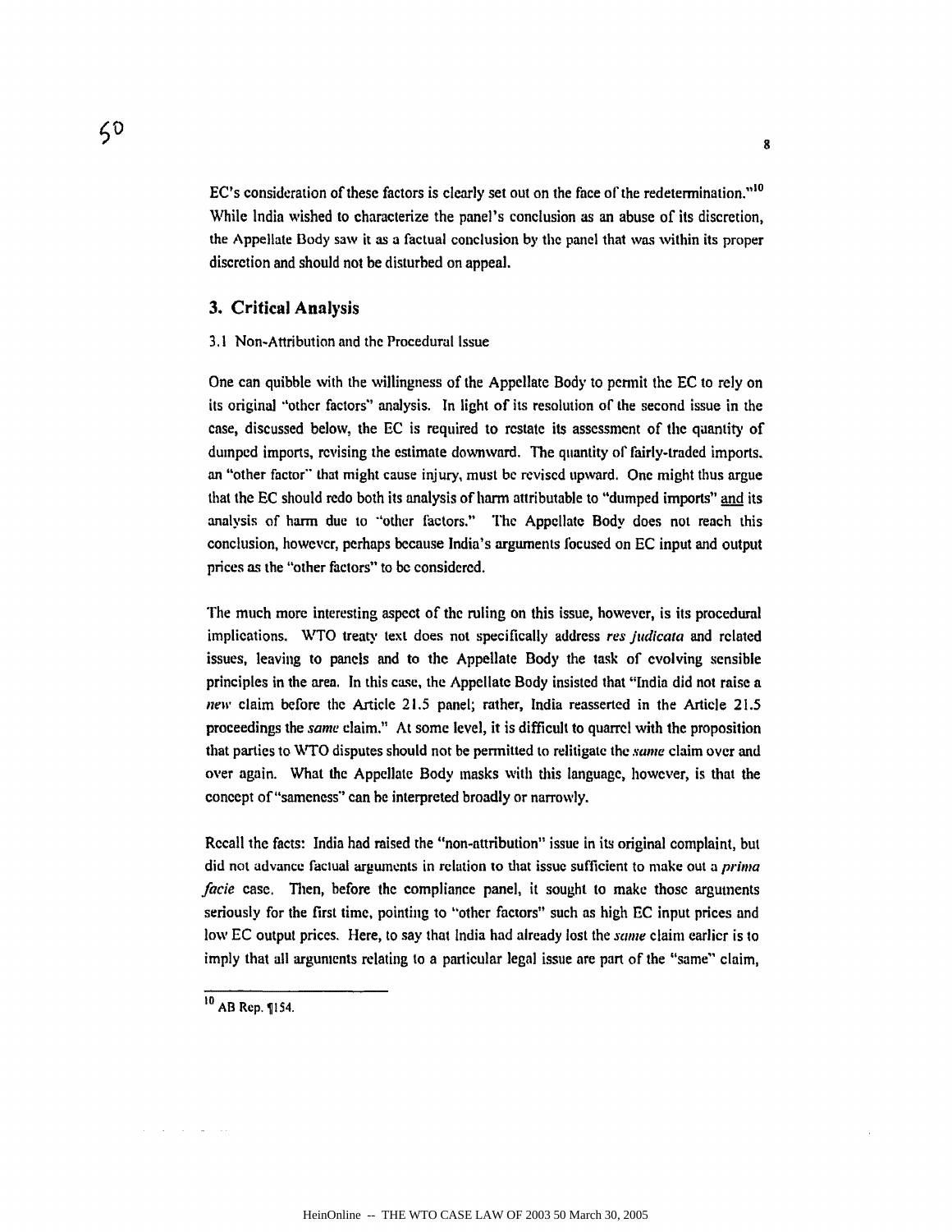EC's consideration of these factors is clearly set out on the face of the redetermination."[10] While India wished to characterize the panel's conclusion as an abuse of its discretion, the Appellate Body saw it as a factual conclusion by the panel that was within its proper discretion and should not be disturbed on appeal.

## 3. Critical Analysis

### 3.1 Non-Attribution and the Procedural Issue

One can quibble with the willingness of the Appellate Body to permit the EC to rely on its original "other factors" analysis. In light of its resolution of the second issue in the case, discussed below, the EC is required to restate its assessment of the quantity of dumped imports, revising the estimate downward. The quantity of fairly-traded imports, an "other factor" that might cause injury, must be revised upward. One might thus argue that the EC should redo both its analysis of harm attributable to "dumped imports" and its analysis of harm due to "other factors." The Appellate Body does not reach this conclusion, however, perhaps because India's arguments focused on EC input and output prices as the "other factors" to be considered.

The much more interesting aspect of the ruling on this issue, however, is its procedural implications. WTO treaty text does not specifically address *res judicata* and related issues, leaving to panels and to the Appellate Body the task of evolving sensible principles in the area. In this case, the Appellate Body insisted that "India did not raise a *new* claim before the Article 21.5 panel; rather, India reasserted in the Article 21.5 proceedings the *same* claim." At some level, it is difficult to quarrel with the proposition that parties to WTO disputes should not be permitted to relitigate the *same* claim over and over again. What the Appellate Body masks with this language, however, is that the concept of "sameness" can be interpreted broadly or narrowly.

Recall the facts: India had raised the "non-attribution" issue in its original complaint, but did not advance factual arguments in relation to that issue sufficient to make out a *prima facie* case. Then, before the compliance panel, it sought to make those arguments seriously for the first time, pointing to "other factors" such as high EC input prices and low EC output prices. Here, to say that India had already lost the *same* claim earlier is to imply that all arguments relating to a particular legal issue are part of the "same" claim,

---

[10] AB Rep. ¶154.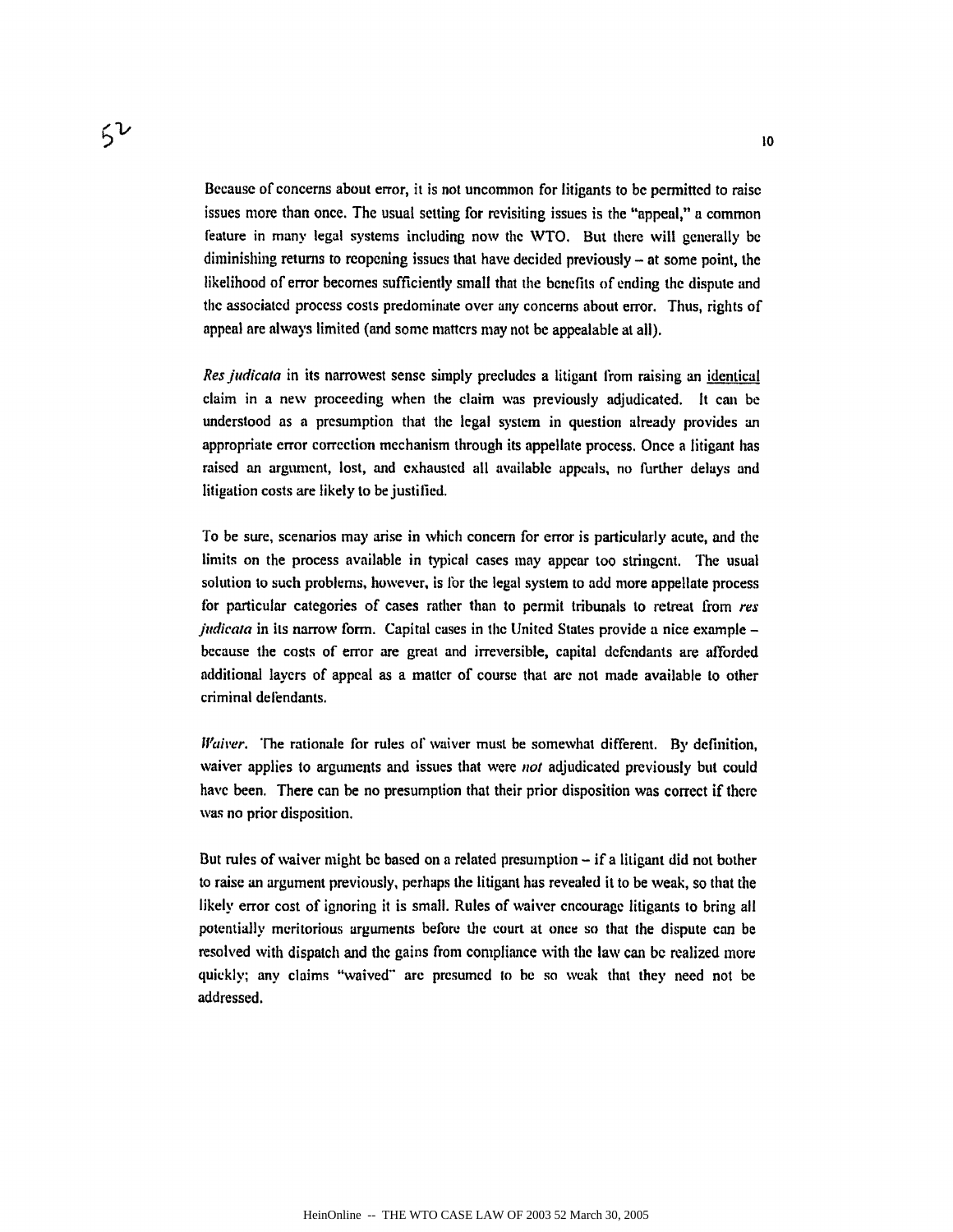Because of concerns about error, it is not uncommon for litigants to be permitted to raise issues more than once. The usual setting for revisiting issues is the "appeal," a common feature in many legal systems including now the WTO. But there will generally be diminishing returns to reopening issues that have decided previously – at some point, the likelihood of error becomes sufficiently small that the benefits of ending the dispute and the associated process costs predominate over any concerns about error. Thus, rights of appeal are always limited (and some matters may not be appealable at all).

*Res judicata* in its narrowest sense simply precludes a litigant from raising an identical claim in a new proceeding when the claim was previously adjudicated. It can be understood as a presumption that the legal system in question already provides an appropriate error correction mechanism through its appellate process. Once a litigant has raised an argument, lost, and exhausted all available appeals, no further delays and litigation costs are likely to be justified.

To be sure, scenarios may arise in which concern for error is particularly acute, and the limits on the process available in typical cases may appear too stringent. The usual solution to such problems, however, is for the legal system to add more appellate process for particular categories of cases rather than to permit tribunals to retreat from *res judicata* in its narrow form. Capital cases in the United States provide a nice example – because the costs of error are great and irreversible, capital defendants are afforded additional layers of appeal as a matter of course that are not made available to other criminal defendants.

*Waiver*. The rationale for rules of waiver must be somewhat different. By definition, waiver applies to arguments and issues that were *not* adjudicated previously but could have been. There can be no presumption that their prior disposition was correct if there was no prior disposition.

But rules of waiver might be based on a related presumption – if a litigant did not bother to raise an argument previously, perhaps the litigant has revealed it to be weak, so that the likely error cost of ignoring it is small. Rules of waiver encourage litigants to bring all potentially meritorious arguments before the court at once so that the dispute can be resolved with dispatch and the gains from compliance with the law can be realized more quickly; any claims "waived" are presumed to be so weak that they need not be addressed.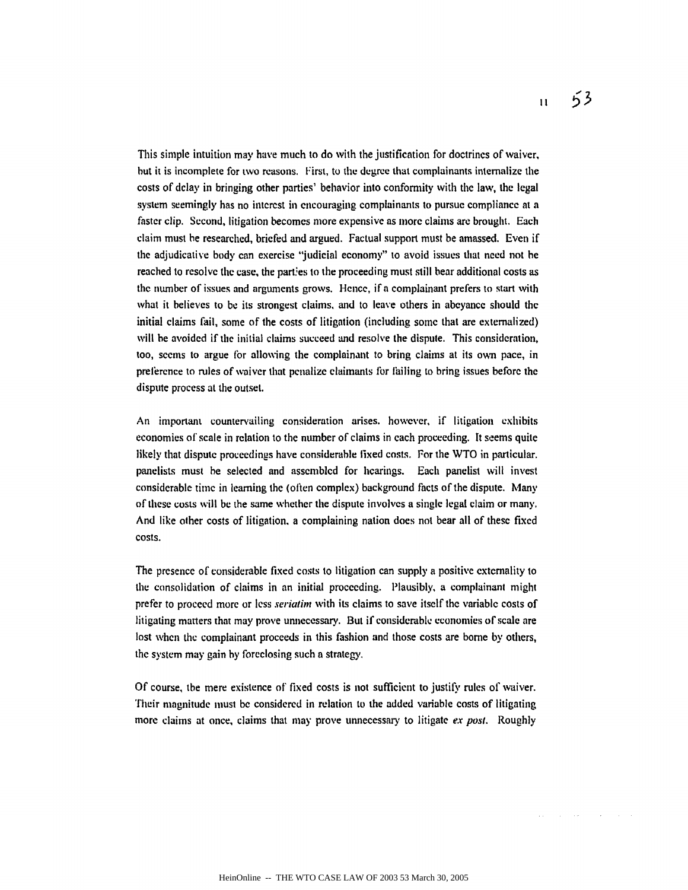This simple intuition may have much to do with the justification for doctrines of waiver, but it is incomplete for two reasons. First, to the degree that complainants internalize the costs of delay in bringing other parties' behavior into conformity with the law, the legal system seemingly has no interest in encouraging complainants to pursue compliance at a faster clip. Second, litigation becomes more expensive as more claims are brought. Each claim must be researched, briefed and argued. Factual support must be amassed. Even if the adjudicative body can exercise "judicial economy" to avoid issues that need not be reached to resolve the case, the parties to the proceeding must still bear additional costs as the number of issues and arguments grows. Hence, if a complainant prefers to start with what it believes to be its strongest claims, and to leave others in abeyance should the initial claims fail, some of the costs of litigation (including some that are externalized) will be avoided if the initial claims succeed and resolve the dispute. This consideration, too, seems to argue for allowing the complainant to bring claims at its own pace, in preference to rules of waiver that penalize claimants for failing to bring issues before the dispute process at the outset.

An important countervailing consideration arises, however, if litigation exhibits economies of scale in relation to the number of claims in each proceeding. It seems quite likely that dispute proceedings have considerable fixed costs. For the WTO in particular, panelists must be selected and assembled for hearings. Each panelist will invest considerable time in learning the (often complex) background facts of the dispute. Many of these costs will be the same whether the dispute involves a single legal claim or many. And like other costs of litigation, a complaining nation does not bear all of these fixed costs.

The presence of considerable fixed costs to litigation can supply a positive externality to the consolidation of claims in an initial proceeding. Plausibly, a complainant might prefer to proceed more or less *seriatim* with its claims to save itself the variable costs of litigating matters that may prove unnecessary. But if considerable economies of scale are lost when the complainant proceeds in this fashion and those costs are borne by others, the system may gain by foreclosing such a strategy.

Of course, the mere existence of fixed costs is not sufficient to justify rules of waiver. Their magnitude must be considered in relation to the added variable costs of litigating more claims at once, claims that may prove unnecessary to litigate *ex post*. Roughly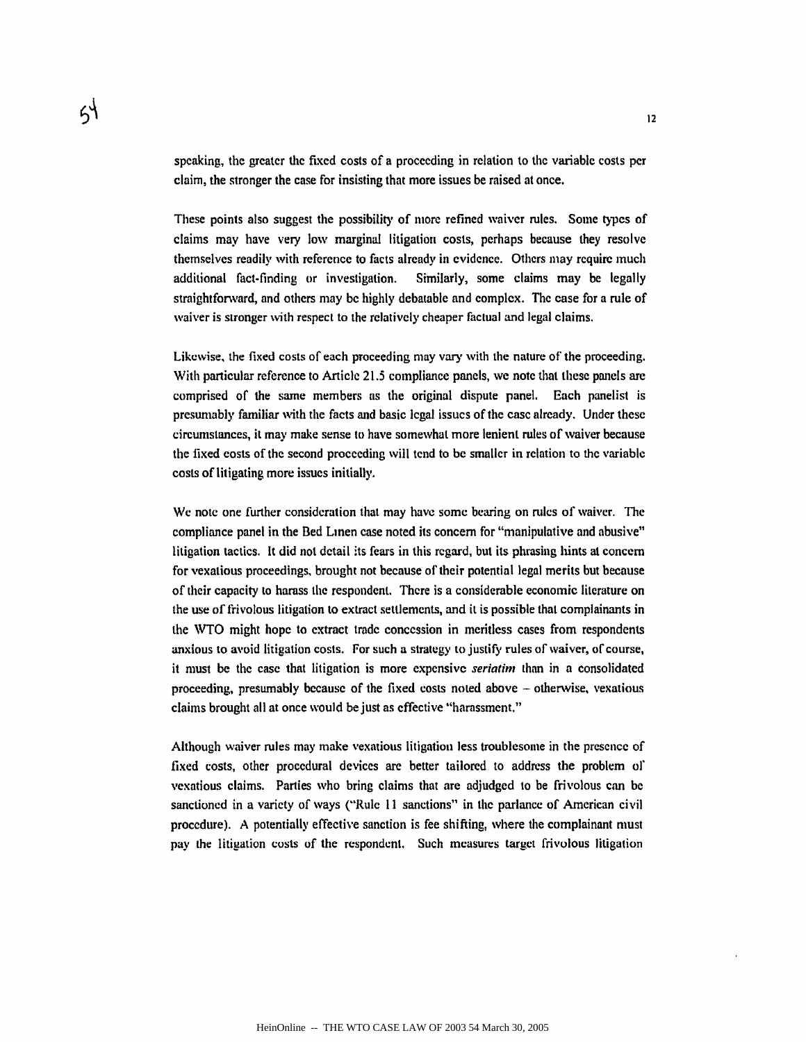speaking, the greater the fixed costs of a proceeding in relation to the variable costs per claim, the stronger the case for insisting that more issues be raised at once.

These points also suggest the possibility of more refined waiver rules. Some types of claims may have very low marginal litigation costs, perhaps because they resolve themselves readily with reference to facts already in evidence. Others may require much additional fact-finding or investigation. Similarly, some claims may be legally straightforward, and others may be highly debatable and complex. The case for a rule of waiver is stronger with respect to the relatively cheaper factual and legal claims.

Likewise, the fixed costs of each proceeding may vary with the nature of the proceeding. With particular reference to Article 21.5 compliance panels, we note that these panels are comprised of the same members as the original dispute panel. Each panelist is presumably familiar with the facts and basic legal issues of the case already. Under these circumstances, it may make sense to have somewhat more lenient rules of waiver because the fixed costs of the second proceeding will tend to be smaller in relation to the variable costs of litigating more issues initially.

We note one further consideration that may have some bearing on rules of waiver. The compliance panel in the Bed Linen case noted its concern for "manipulative and abusive" litigation tactics. It did not detail its fears in this regard, but its phrasing hints at concern for vexatious proceedings, brought not because of their potential legal merits but because of their capacity to harass the respondent. There is a considerable economic literature on the use of frivolous litigation to extract settlements, and it is possible that complainants in the WTO might hope to extract trade concession in meritless cases from respondents anxious to avoid litigation costs. For such a strategy to justify rules of waiver, of course, it must be the case that litigation is more expensive *seriatim* than in a consolidated proceeding, presumably because of the fixed costs noted above – otherwise, vexatious claims brought all at once would be just as effective "harassment."

Although waiver rules may make vexatious litigation less troublesome in the presence of fixed costs, other procedural devices are better tailored to address the problem of vexatious claims. Parties who bring claims that are adjudged to be frivolous can be sanctioned in a variety of ways ("Rule 11 sanctions" in the parlance of American civil procedure). A potentially effective sanction is fee shifting, where the complainant must pay the litigation costs of the respondent. Such measures target frivolous litigation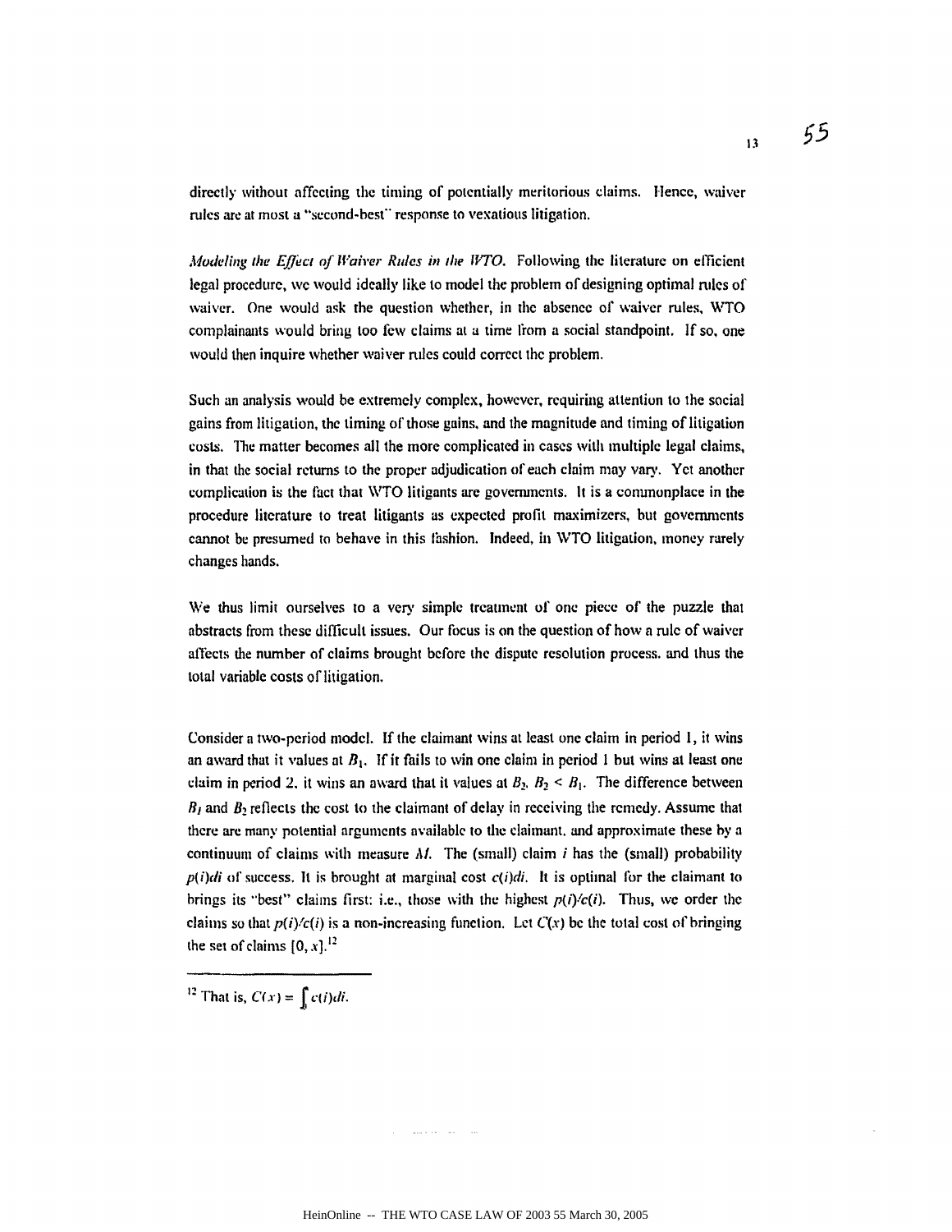directly without affecting the timing of potentially meritorious claims. Hence, waiver rules are at most a "second-best" response to vexatious litigation.

*Modeling the Effect of Waiver Rules in the WTO.* Following the literature on efficient legal procedure, we would ideally like to model the problem of designing optimal rules of waiver. One would ask the question whether, in the absence of waiver rules, WTO complainants would bring too few claims at a time from a social standpoint. If so, one would then inquire whether waiver rules could correct the problem.

Such an analysis would be extremely complex, however, requiring attention to the social gains from litigation, the timing of those gains, and the magnitude and timing of litigation costs. The matter becomes all the more complicated in cases with multiple legal claims, in that the social returns to the proper adjudication of each claim may vary. Yet another complication is the fact that WTO litigants are governments. It is a commonplace in the procedure literature to treat litigants as expected profit maximizers, but governments cannot be presumed to behave in this fashion. Indeed, in WTO litigation, money rarely changes hands.

We thus limit ourselves to a very simple treatment of one piece of the puzzle that abstracts from these difficult issues. Our focus is on the question of how a rule of waiver affects the number of claims brought before the dispute resolution process, and thus the total variable costs of litigation.

Consider a two-period model. If the claimant wins at least one claim in period 1, it wins an award that it values at $B_1$. If it fails to win one claim in period 1 but wins at least one claim in period 2, it wins an award that it values at $B_2$, $B_2 < B_1$. The difference between $B_1$ and $B_2$ reflects the cost to the claimant of delay in receiving the remedy. Assume that there are many potential arguments available to the claimant, and approximate these by a continuum of claims with measure $M$. The (small) claim $i$ has the (small) probability $p(i)di$ of success. It is brought at marginal cost $c(i)di$. It is optimal for the claimant to brings its "best" claims first; i.e., those with the highest $p(i)/c(i)$. Thus, we order the claims so that $p(i)/c(i)$ is a non-increasing function. Let $C(x)$ be the total cost of bringing the set of claims $[0, x]$.[12]

[12] That is, $C(x) = \int_0 c(i)di$.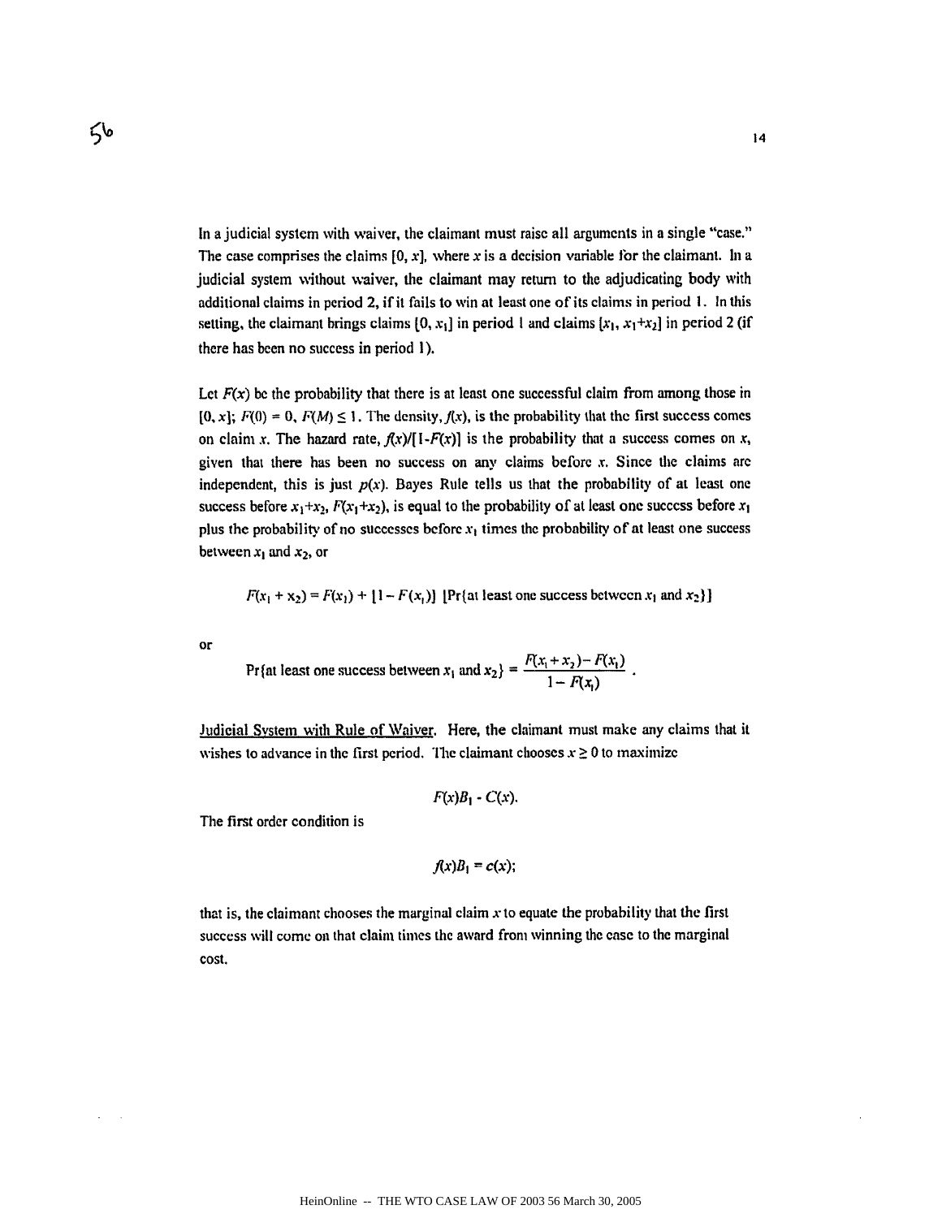In a judicial system with waiver, the claimant must raise all arguments in a single "case." The case comprises the claims $[0, x]$, where $x$ is a decision variable for the claimant. In a judicial system without waiver, the claimant may return to the adjudicating body with additional claims in period 2, if it fails to win at least one of its claims in period 1. In this setting, the claimant brings claims $[0, x_1]$ in period 1 and claims $[x_1, x_1+x_2]$ in period 2 (if there has been no success in period 1).

Let $F(x)$ be the probability that there is at least one successful claim from among those in $[0, x]$; $F(0) = 0$, $F(M) \leq 1$. The density, $f(x)$, is the probability that the first success comes on claim $x$. The hazard rate, $f(x)/[1-F(x)]$ is the probability that a success comes on $x$, given that there has been no success on any claims before $x$. Since the claims are independent, this is just $p(x)$. Bayes Rule tells us that the probability of at least one success before $x_1+x_2$, $F(x_1+x_2)$, is equal to the probability of at least one success before $x_1$ plus the probability of no successes before $x_1$ times the probability of at least one success between $x_1$ and $x_2$, or

$$F(x_1 + x_2) = F(x_1) + [1 - F(x_1)]\ [\Pr\{\text{at least one success between } x_1 \text{ and } x_2\}]$$

or

$$\Pr\{\text{at least one success between } x_1 \text{ and } x_2\} = \frac{F(x_1 + x_2) - F(x_1)}{1 - F(x_1)}\ .$$

Judicial System with Rule of Waiver. Here, the claimant must make any claims that it wishes to advance in the first period. The claimant chooses $x \geq 0$ to maximize

$$F(x)B_1 - C(x).$$

The first order condition is

$$f(x)B_1 = c(x);$$

that is, the claimant chooses the marginal claim $x$ to equate the probability that the first success will come on that claim times the award from winning the case to the marginal cost.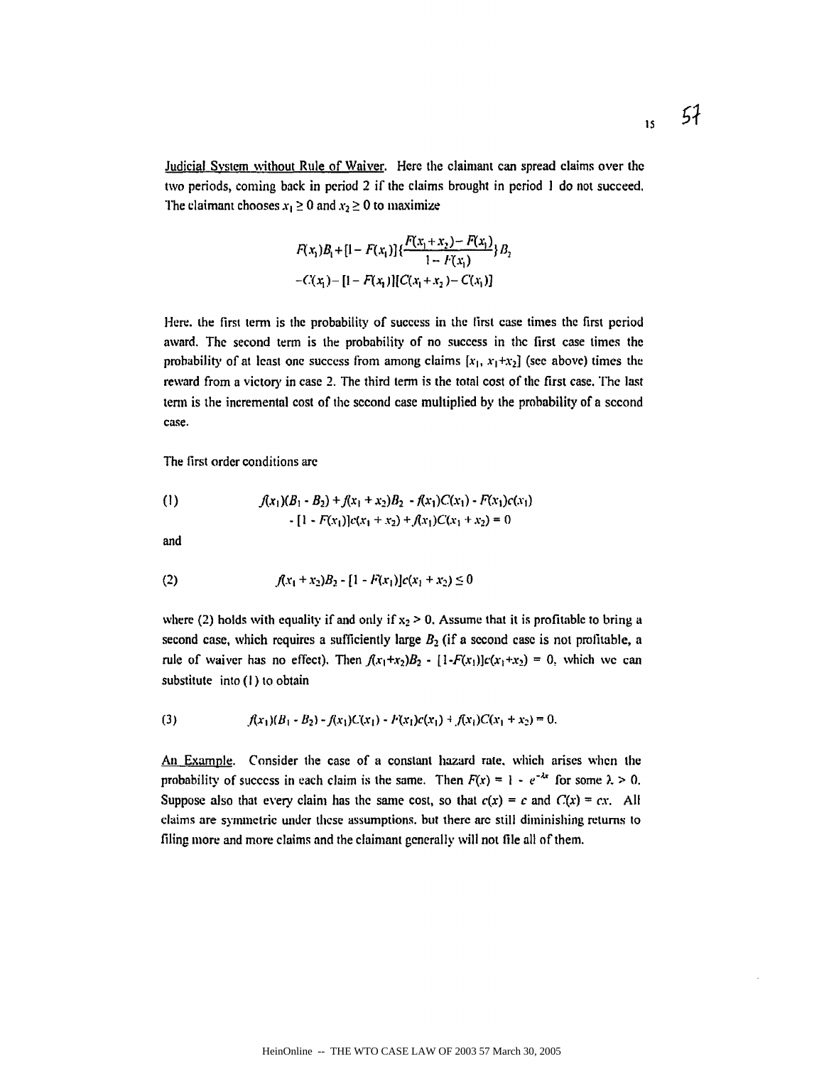Judicial System without Rule of Waiver. Here the claimant can spread claims over the two periods, coming back in period 2 if the claims brought in period 1 do not succeed. The claimant chooses $x_1 \geq 0$ and $x_2 \geq 0$ to maximize

$$F(x_1)B_1 + [1 - F(x_1)]\{\frac{F(x_1 + x_2) - F(x_1)}{1 - F(x_1)}\}B_2$$
$$-C(x_1) - [1 - F(x_1)][C(x_1 + x_2) - C(x_1)]$$

Here, the first term is the probability of success in the first case times the first period award. The second term is the probability of no success in the first case times the probability of at least one success from among claims $[x_1, x_1+x_2]$ (see above) times the reward from a victory in case 2. The third term is the total cost of the first case. The last term is the incremental cost of the second case multiplied by the probability of a second case.

The first order conditions are

$$(1) \quad f(x_1)(B_1 - B_2) + f(x_1 + x_2)B_2 - f(x_1)C(x_1) - F(x_1)c(x_1)$$
$$- [1 - F(x_1)]c(x_1 + x_2) + f(x_1)C(x_1 + x_2) = 0$$

and

$$(2) \quad f(x_1 + x_2)B_2 - [1 - F(x_1)]c(x_1 + x_2) \leq 0$$

where (2) holds with equality if and only if $x_2 > 0$. Assume that it is profitable to bring a second case, which requires a sufficiently large $B_2$ (if a second case is not profitable, a rule of waiver has no effect). Then $f(x_1+x_2)B_2 - [1-F(x_1)]c(x_1+x_2) = 0$, which we can substitute into (1) to obtain

$$(3) \quad f(x_1)(B_1 - B_2) - f(x_1)C(x_1) - F(x_1)c(x_1) + f(x_1)C(x_1 + x_2) = 0.$$

An Example. Consider the case of a constant hazard rate, which arises when the probability of success in each claim is the same. Then $F(x) = 1 - e^{-\lambda x}$ for some $\lambda > 0$. Suppose also that every claim has the same cost, so that $c(x) = c$ and $C(x) = cx$. All claims are symmetric under these assumptions, but there are still diminishing returns to filing more and more claims and the claimant generally will not file all of them.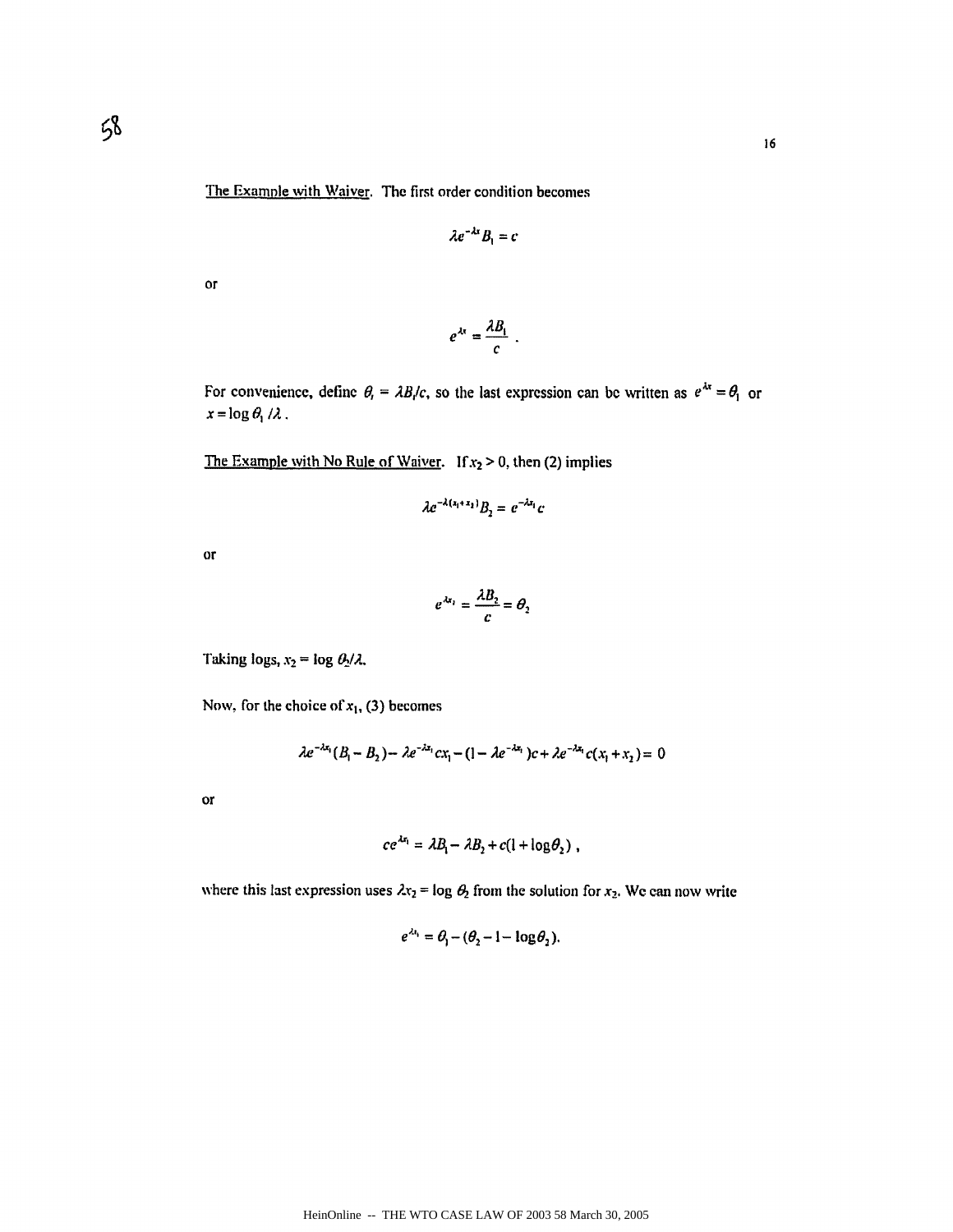The Example with Waiver. The first order condition becomes

$$\lambda e^{-\lambda x} B_1 = c$$

or

$$e^{\lambda x} = \frac{\lambda B_1}{c} .$$

For convenience, define $\theta_i = \lambda B_i / c$, so the last expression can be written as $e^{\lambda x} = \theta_1$ or $x = \log \theta_1 / \lambda$.

The Example with No Rule of Waiver. If $x_2 > 0$, then (2) implies

$$\lambda e^{-\lambda(x_1 + x_2)} B_2 = e^{-\lambda x_1} c$$

or

$$e^{\lambda x_2} = \frac{\lambda B_2}{c} = \theta_2$$

Taking logs, $x_2 = \log \theta_2 / \lambda$.

Now, for the choice of $x_1$, (3) becomes

$$\lambda e^{-\lambda x_1}(B_1 - B_2) - \lambda e^{-\lambda x_1} c x_1 - (1 - \lambda e^{-\lambda x_1})c + \lambda e^{-\lambda x_1} c(x_1 + x_2) = 0$$

or

$$c e^{\lambda x_1} = \lambda B_1 - \lambda B_2 + c(1 + \log \theta_2) ,$$

where this last expression uses $\lambda x_2 = \log \theta_2$ from the solution for $x_2$. We can now write

$$e^{\lambda x_1} = \theta_1 - (\theta_2 - 1 - \log \theta_2).$$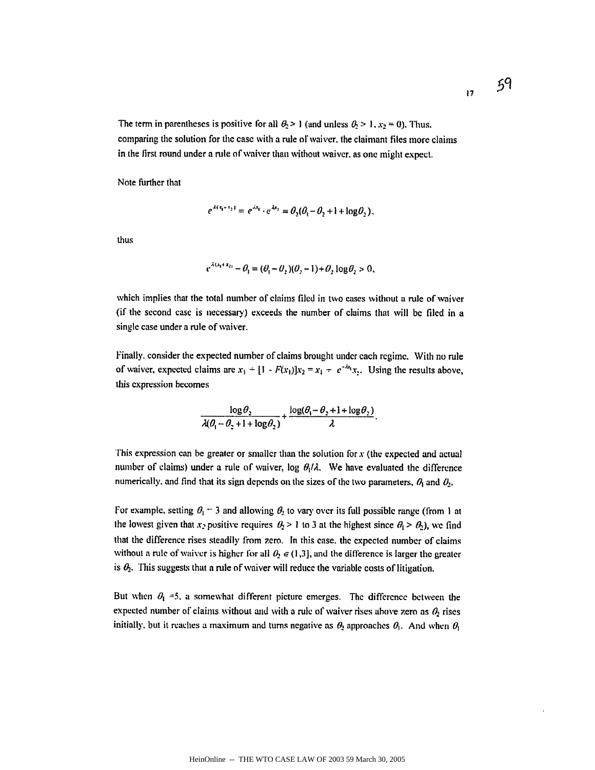The term in parentheses is positive for all $\theta_2 > 1$ (and unless $\theta_2 > 1$, $x_2 = 0$). Thus, comparing the solution for the case with a rule of waiver, the claimant files more claims in the first round under a rule of waiver than without waiver, as one might expect.

Note further that

$$e^{\lambda(x_1+x_2)} = e^{\lambda x_1} \cdot e^{\lambda x_2} = \theta_2(\theta_1 - \theta_2 + 1 + \log\theta_2).$$

thus

$$e^{\lambda(x_1+x_2)} - \theta_1 = (\theta_1 - \theta_2)(\theta_2 - 1) + \theta_2 \log\theta_2 > 0,$$

which implies that the total number of claims filed in two cases without a rule of waiver (if the second case is necessary) exceeds the number of claims that will be filed in a single case under a rule of waiver.

Finally, consider the expected number of claims brought under each regime. With no rule of waiver, expected claims are $x_1 + [1 - F(x_1)]x_2 = x_1 + e^{-\lambda x_1}x_2$. Using the results above, this expression becomes

$$\frac{\log\theta_2}{\lambda(\theta_1 - \theta_2 + 1 + \log\theta_2)} + \frac{\log(\theta_1 - \theta_2 + 1 + \log\theta_2)}{\lambda}.$$

This expression can be greater or smaller than the solution for $x$ (the expected and actual number of claims) under a rule of waiver, $\log\theta_1/\lambda$. We have evaluated the difference numerically, and find that its sign depends on the sizes of the two parameters, $\theta_1$ and $\theta_2$.

For example, setting $\theta_1 = 3$ and allowing $\theta_2$ to vary over its full possible range (from 1 at the lowest given that $x_2$ positive requires $\theta_2 > 1$ to 3 at the highest since $\theta_1 > \theta_2$), we find that the difference rises steadily from zero. In this case, the expected number of claims without a rule of waiver is higher for all $\theta_2 \in (1,3]$, and the difference is larger the greater is $\theta_2$. This suggests that a rule of waiver will reduce the variable costs of litigation.

But when $\theta_1 = 5$, a somewhat different picture emerges. The difference between the expected number of claims without and with a rule of waiver rises above zero as $\theta_2$ rises initially, but it reaches a maximum and turns negative as $\theta_2$ approaches $\theta_1$. And when $\theta_1$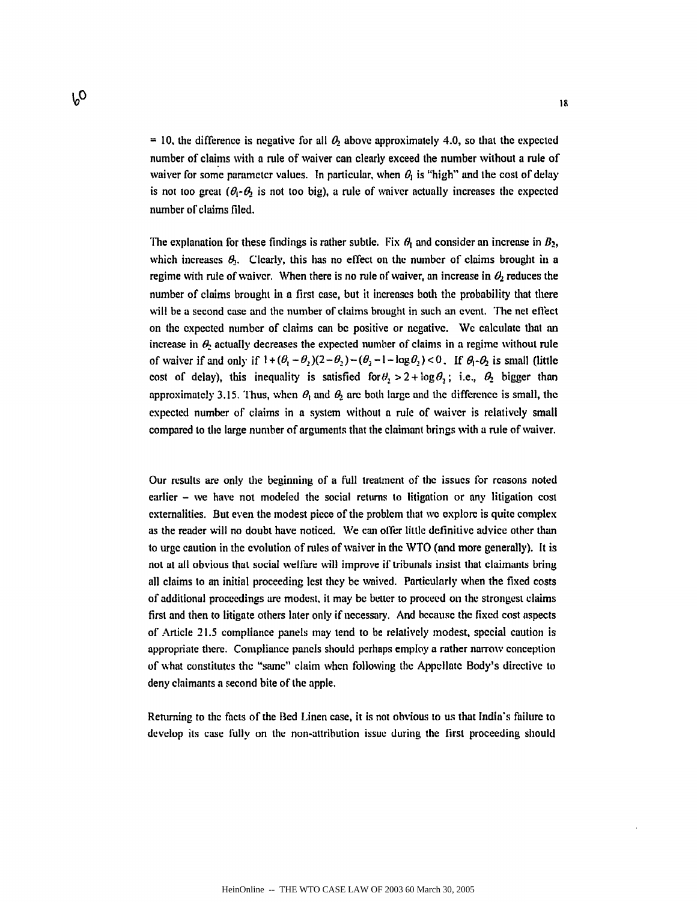= 10, the difference is negative for all $\theta_2$ above approximately 4.0, so that the expected number of claims with a rule of waiver can clearly exceed the number without a rule of waiver for some parameter values. In particular, when $\theta_1$ is "high" and the cost of delay is not too great ($\theta_1$-$\theta_2$ is not too big), a rule of waiver actually increases the expected number of claims filed.

The explanation for these findings is rather subtle. Fix $\theta_1$ and consider an increase in $B_2$, which increases $\theta_2$. Clearly, this has no effect on the number of claims brought in a regime with rule of waiver. When there is no rule of waiver, an increase in $\theta_2$ reduces the number of claims brought in a first case, but it increases both the probability that there will be a second case and the number of claims brought in such an event. The net effect on the expected number of claims can be positive or negative. We calculate that an increase in $\theta_2$ actually decreases the expected number of claims in a regime without rule of waiver if and only if $1+(\theta_1-\theta_2)(2-\theta_2)-(\theta_2-1-\log\theta_2)<0$. If $\theta_1$-$\theta_2$ is small (little cost of delay), this inequality is satisfied for $\theta_2 > 2+\log\theta_2$; i.e., $\theta_2$ bigger than approximately 3.15. Thus, when $\theta_1$ and $\theta_2$ are both large and the difference is small, the expected number of claims in a system without a rule of waiver is relatively small compared to the large number of arguments that the claimant brings with a rule of waiver.

Our results are only the beginning of a full treatment of the issues for reasons noted earlier – we have not modeled the social returns to litigation or any litigation cost externalities. But even the modest piece of the problem that we explore is quite complex as the reader will no doubt have noticed. We can offer little definitive advice other than to urge caution in the evolution of rules of waiver in the WTO (and more generally). It is not at all obvious that social welfare will improve if tribunals insist that claimants bring all claims to an initial proceeding lest they be waived. Particularly when the fixed costs of additional proceedings are modest, it may be better to proceed on the strongest claims first and then to litigate others later only if necessary. And because the fixed cost aspects of Article 21.5 compliance panels may tend to be relatively modest, special caution is appropriate there. Compliance panels should perhaps employ a rather narrow conception of what constitutes the "same" claim when following the Appellate Body's directive to deny claimants a second bite of the apple.

Returning to the facts of the Bed Linen case, it is not obvious to us that India's failure to develop its case fully on the non-attribution issue during the first proceeding should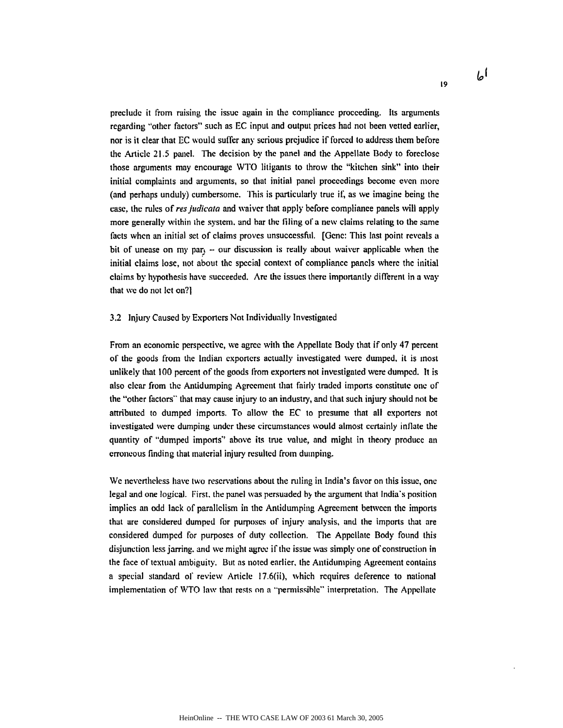preclude it from raising the issue again in the compliance proceeding. Its arguments regarding "other factors" such as EC input and output prices had not been vetted earlier, nor is it clear that EC would suffer any serious prejudice if forced to address them before the Article 21.5 panel. The decision by the panel and the Appellate Body to foreclose those arguments may encourage WTO litigants to throw the "kitchen sink" into their initial complaints and arguments, so that initial panel proceedings become even more (and perhaps unduly) cumbersome. This is particularly true if, as we imagine being the case, the rules of *res judicata* and waiver that apply before compliance panels will apply more generally within the system, and bar the filing of a new claims relating to the same facts when an initial set of claims proves unsuccessful. [Gene: This last point reveals a bit of unease on my part – our discussion is really about waiver applicable when the initial claims lose, not about the special context of compliance panels where the initial claims by hypothesis have succeeded. Are the issues there importantly different in a way that we do not let on?]

### 3.2 Injury Caused by Exporters Not Individually Investigated

From an economic perspective, we agree with the Appellate Body that if only 47 percent of the goods from the Indian exporters actually investigated were dumped, it is most unlikely that 100 percent of the goods from exporters not investigated were dumped. It is also clear from the Antidumping Agreement that fairly traded imports constitute one of the "other factors" that may cause injury to an industry, and that such injury should not be attributed to dumped imports. To allow the EC to presume that all exporters not investigated were dumping under these circumstances would almost certainly inflate the quantity of "dumped imports" above its true value, and might in theory produce an erroneous finding that material injury resulted from dumping.

We nevertheless have two reservations about the ruling in India's favor on this issue, one legal and one logical. First, the panel was persuaded by the argument that India's position implies an odd lack of parallelism in the Antidumping Agreement between the imports that are considered dumped for purposes of injury analysis, and the imports that are considered dumped for purposes of duty collection. The Appellate Body found this disjunction less jarring, and we might agree if the issue was simply one of construction in the face of textual ambiguity. But as noted earlier, the Antidumping Agreement contains a special standard of review Article 17.6(ii), which requires deference to national implementation of WTO law that rests on a "permissible" interpretation. The Appellate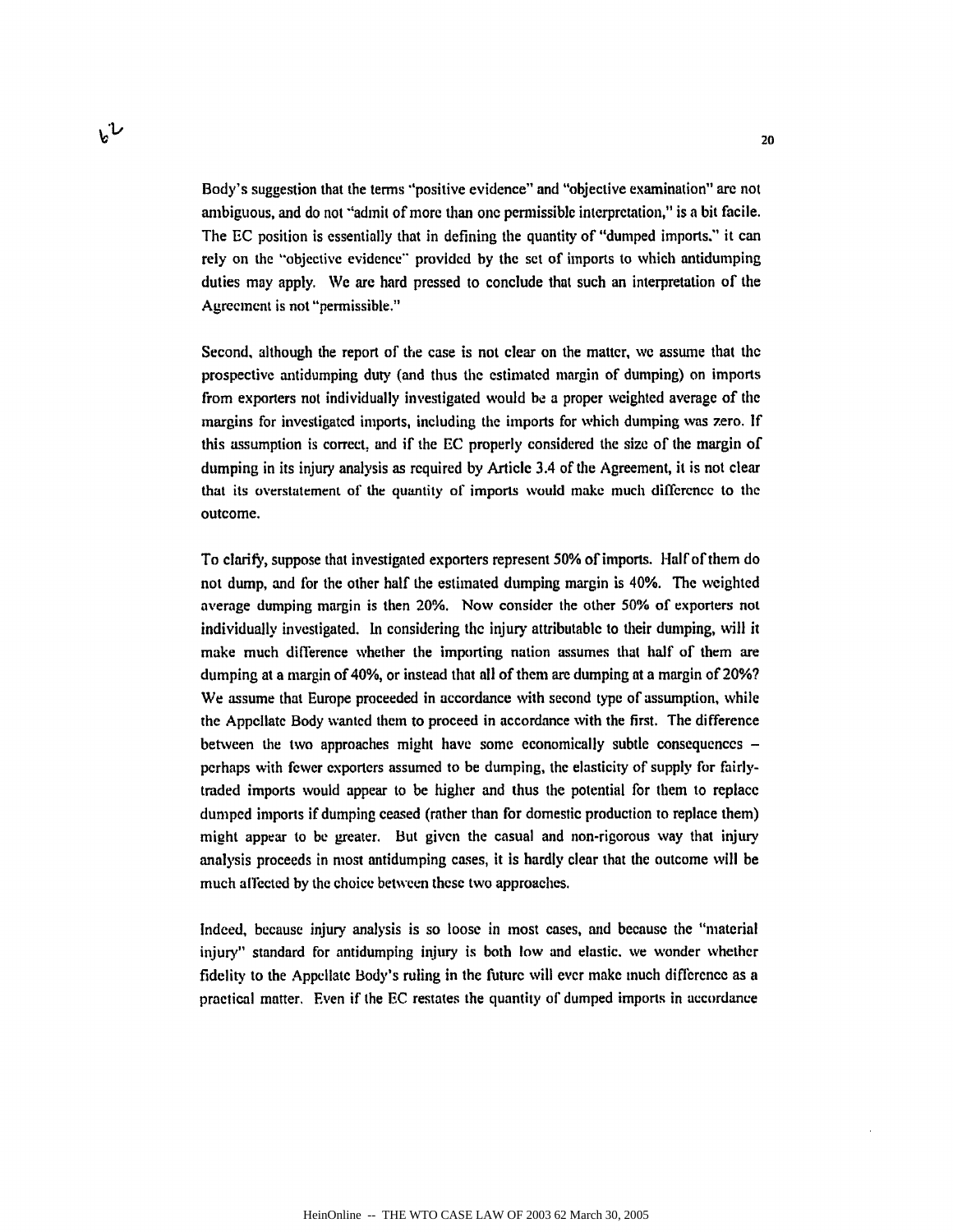Body's suggestion that the terms "positive evidence" and "objective examination" are not ambiguous, and do not "admit of more than one permissible interpretation," is a bit facile. The EC position is essentially that in defining the quantity of "dumped imports," it can rely on the "objective evidence" provided by the set of imports to which antidumping duties may apply. We are hard pressed to conclude that such an interpretation of the Agreement is not "permissible."

Second, although the report of the case is not clear on the matter, we assume that the prospective antidumping duty (and thus the estimated margin of dumping) on imports from exporters not individually investigated would be a proper weighted average of the margins for investigated imports, including the imports for which dumping was zero. If this assumption is correct, and if the EC properly considered the size of the margin of dumping in its injury analysis as required by Article 3.4 of the Agreement, it is not clear that its overstatement of the quantity of imports would make much difference to the outcome.

To clarify, suppose that investigated exporters represent 50% of imports. Half of them do not dump, and for the other half the estimated dumping margin is 40%. The weighted average dumping margin is then 20%. Now consider the other 50% of exporters not individually investigated. In considering the injury attributable to their dumping, will it make much difference whether the importing nation assumes that half of them are dumping at a margin of 40%, or instead that all of them are dumping at a margin of 20%? We assume that Europe proceeded in accordance with second type of assumption, while the Appellate Body wanted them to proceed in accordance with the first. The difference between the two approaches might have some economically subtle consequences – perhaps with fewer exporters assumed to be dumping, the elasticity of supply for fairly-traded imports would appear to be higher and thus the potential for them to replace dumped imports if dumping ceased (rather than for domestic production to replace them) might appear to be greater. But given the casual and non-rigorous way that injury analysis proceeds in most antidumping cases, it is hardly clear that the outcome will be much affected by the choice between these two approaches.

Indeed, because injury analysis is so loose in most cases, and because the "material injury" standard for antidumping injury is both low and elastic, we wonder whether fidelity to the Appellate Body's ruling in the future will ever make much difference as a practical matter. Even if the EC restates the quantity of dumped imports in accordance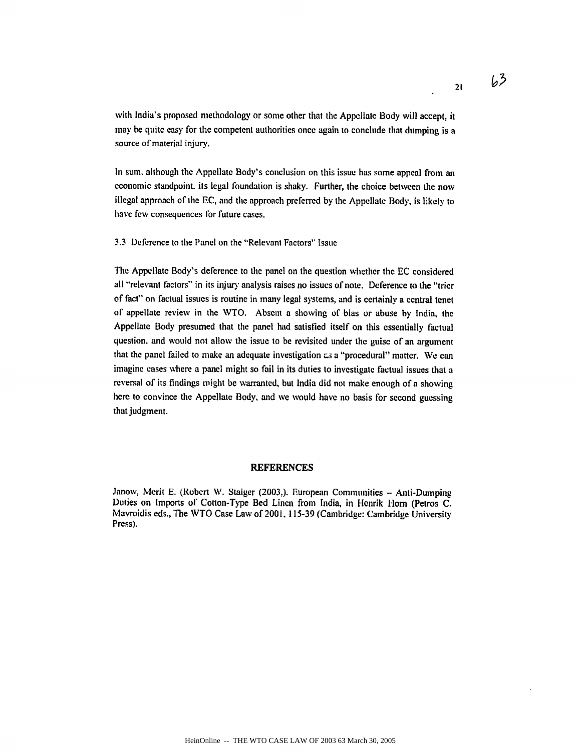with India's proposed methodology or some other that the Appellate Body will accept, it may be quite easy for the competent authorities once again to conclude that dumping is a source of material injury.

In sum, although the Appellate Body's conclusion on this issue has some appeal from an economic standpoint, its legal foundation is shaky. Further, the choice between the now illegal approach of the EC, and the approach preferred by the Appellate Body, is likely to have few consequences for future cases.

### 3.3 Deference to the Panel on the "Relevant Factors" Issue

The Appellate Body's deference to the panel on the question whether the EC considered all "relevant factors" in its injury analysis raises no issues of note. Deference to the "trier of fact" on factual issues is routine in many legal systems, and is certainly a central tenet of appellate review in the WTO. Absent a showing of bias or abuse by India, the Appellate Body presumed that the panel had satisfied itself on this essentially factual question, and would not allow the issue to be revisited under the guise of an argument that the panel failed to make an adequate investigation as a "procedural" matter. We can imagine cases where a panel might so fail in its duties to investigate factual issues that a reversal of its findings might be warranted, but India did not make enough of a showing here to convince the Appellate Body, and we would have no basis for second guessing that judgment.

## REFERENCES

Janow, Merit E. (Robert W. Staiger (2003,). European Communities – Anti-Dumping Duties on Imports of Cotton-Type Bed Linen from India, in Henrik Horn (Petros C. Mavroidis eds., The WTO Case Law of 2001, 115-39 (Cambridge: Cambridge University Press).